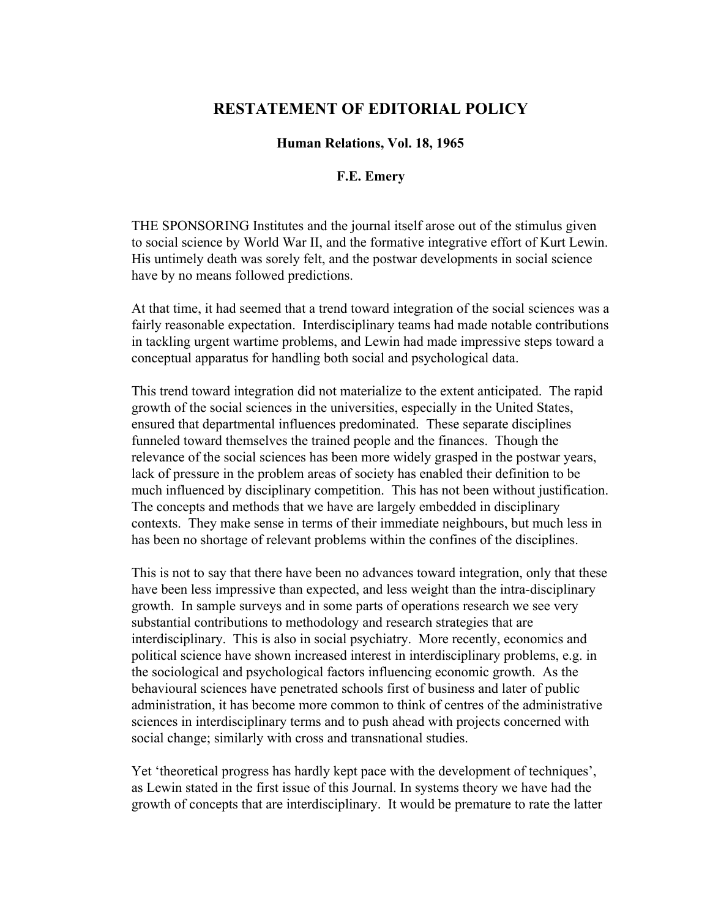# RESTATEMENT OF EDITORIAL POLICY

**Human Relations, Vol. 18, 1965**

**F.E. Emery**

THE SPONSORING Institutes and the journal itself arose out of the stimulus given to social science by World War II, and the formative integrative effort of Kurt Lewin. His untimely death was sorely felt, and the postwar developments in social science have by no means followed predictions.

At that time, it had seemed that a trend toward integration of the social sciences was a fairly reasonable expectation. Interdisciplinary teams had made notable contributions in tackling urgent wartime problems, and Lewin had made impressive steps toward a conceptual apparatus for handling both social and psychological data.

This trend toward integration did not materialize to the extent anticipated. The rapid growth of the social sciences in the universities, especially in the United States, ensured that departmental influences predominated. These separate disciplines funneled toward themselves the trained people and the finances. Though the relevance of the social sciences has been more widely grasped in the postwar years, lack of pressure in the problem areas of society has enabled their definition to be much influenced by disciplinary competition. This has not been without justification. The concepts and methods that we have are largely embedded in disciplinary contexts. They make sense in terms of their immediate neighbours, but much less in has been no shortage of relevant problems within the confines of the disciplines.

This is not to say that there have been no advances toward integration, only that these have been less impressive than expected, and less weight than the intra-disciplinary growth. In sample surveys and in some parts of operations research we see very substantial contributions to methodology and research strategies that are interdisciplinary. This is also in social psychiatry. More recently, economics and political science have shown increased interest in interdisciplinary problems, e.g. in the sociological and psychological factors influencing economic growth. As the behavioural sciences have penetrated schools first of business and later of public administration, it has become more common to think of centres of the administrative sciences in interdisciplinary terms and to push ahead with projects concerned with social change; similarly with cross and transnational studies.

Yet 'theoretical progress has hardly kept pace with the development of techniques', as Lewin stated in the first issue of this Journal. In systems theory we have had the growth of concepts that are interdisciplinary. It would be premature to rate the latter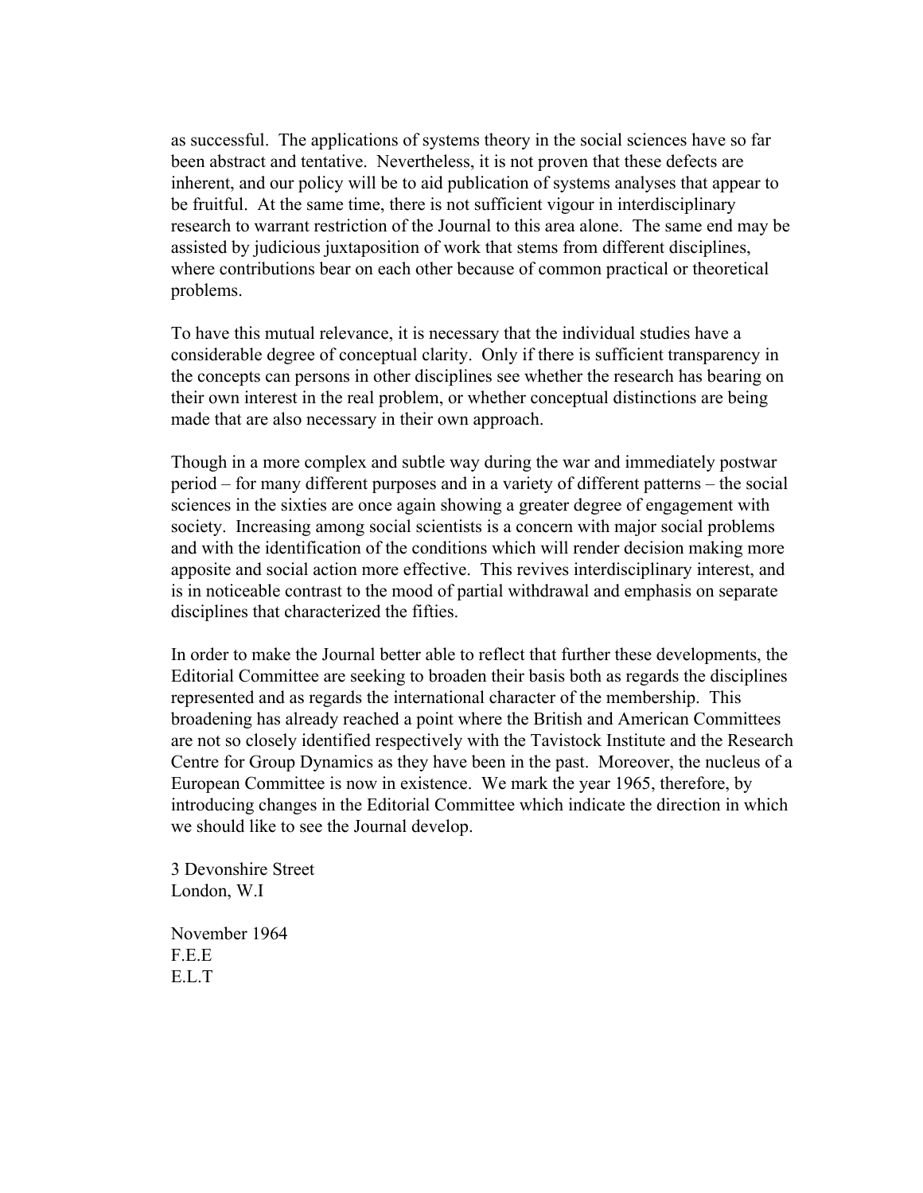as successful. The applications of systems theory in the social sciences have so far been abstract and tentative. Nevertheless, it is not proven that these defects are inherent, and our policy will be to aid publication of systems analyses that appear to be fruitful. At the same time, there is not sufficient vigour in interdisciplinary research to warrant restriction of the Journal to this area alone. The same end may be assisted by judicious juxtaposition of work that stems from different disciplines, where contributions bear on each other because of common practical or theoretical problems.

To have this mutual relevance, it is necessary that the individual studies have a considerable degree of conceptual clarity. Only if there is sufficient transparency in the concepts can persons in other disciplines see whether the research has bearing on their own interest in the real problem, or whether conceptual distinctions are being made that are also necessary in their own approach.

Though in a more complex and subtle way during the war and immediately postwar period – for many different purposes and in a variety of different patterns – the social sciences in the sixties are once again showing a greater degree of engagement with society. Increasing among social scientists is a concern with major social problems and with the identification of the conditions which will render decision making more apposite and social action more effective. This revives interdisciplinary interest, and is in noticeable contrast to the mood of partial withdrawal and emphasis on separate disciplines that characterized the fifties.

In order to make the Journal better able to reflect that further these developments, the Editorial Committee are seeking to broaden their basis both as regards the disciplines represented and as regards the international character of the membership. This broadening has already reached a point where the British and American Committees are not so closely identified respectively with the Tavistock Institute and the Research Centre for Group Dynamics as they have been in the past. Moreover, the nucleus of a European Committee is now in existence. We mark the year 1965, therefore, by introducing changes in the Editorial Committee which indicate the direction in which we should like to see the Journal develop.

3 Devonshire Street
London, W.I

November 1964
F.E.E
E.L.T